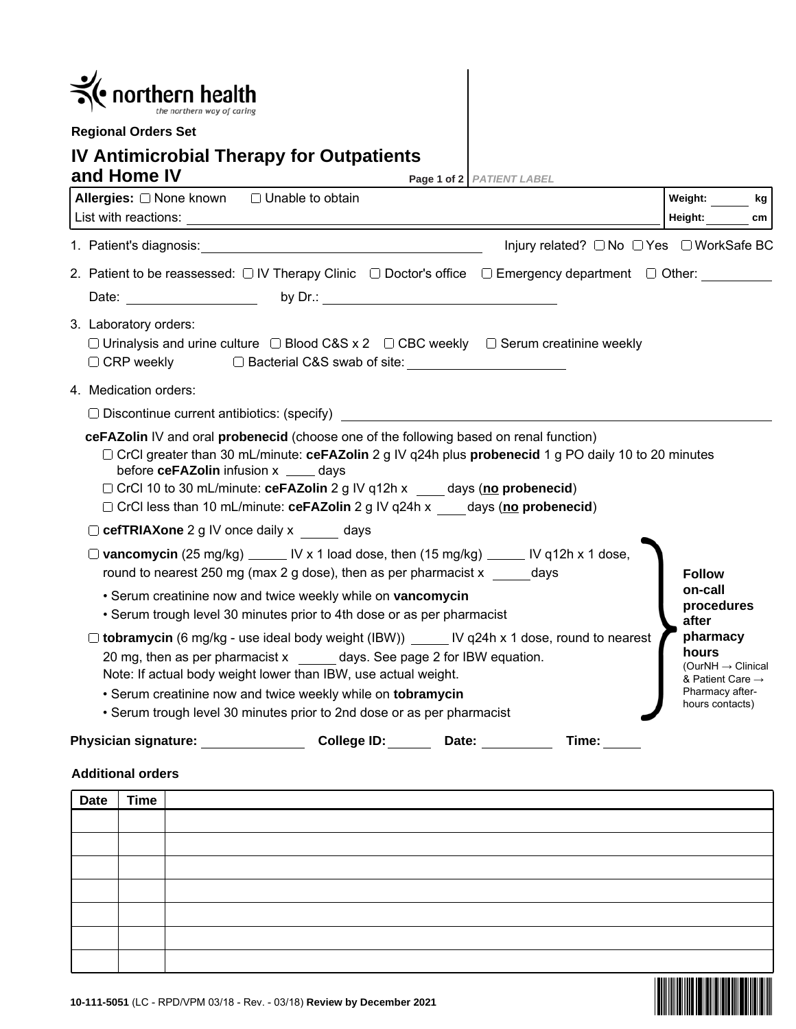**northern health**
*the northern way of caring*

**Regional Orders Set**

# IV Antimicrobial Therapy for Outpatients and Home IV

*PATIENT LABEL*

**Allergies:** ☐ None known ☐ Unable to obtain
List with reactions: ____________________

**Weight:** ______ kg
**Height:** ______ cm

1. Patient's diagnosis: ____________________ Injury related? ☐ No ☐ Yes ☐ WorkSafe BC

2. Patient to be reassessed: ☐ IV Therapy Clinic ☐ Doctor's office ☐ Emergency department ☐ Other: ________
   Date: ____________ by Dr.: ____________________

3. Laboratory orders:
   ☐ Urinalysis and urine culture ☐ Blood C&S x 2 ☐ CBC weekly ☐ Serum creatinine weekly
   ☐ CRP weekly ☐ Bacterial C&S swab of site: ____________________

4. Medication orders:

   ☐ Discontinue current antibiotics: (specify) ____________________

   **ceFAZolin** IV and oral **probenecid** (choose one of the following based on renal function)
   - ☐ CrCl greater than 30 mL/minute: **ceFAZolin** 2 g IV q24h plus **probenecid** 1 g PO daily 10 to 20 minutes before **ceFAZolin** infusion x ____ days
   - ☐ CrCl 10 to 30 mL/minute: **ceFAZolin** 2 g IV q12h x ____ days (**no probenecid**)
   - ☐ CrCl less than 10 mL/minute: **ceFAZolin** 2 g IV q24h x ____ days (**no probenecid**)

   ☐ **cefTRIAXone** 2 g IV once daily x _____ days

   ☐ **vancomycin** (25 mg/kg) _____ IV x 1 load dose, then (15 mg/kg) _____ IV q12h x 1 dose, round to nearest 250 mg (max 2 g dose), then as per pharmacist x _____ days
   - Serum creatinine now and twice weekly while on **vancomycin**
   - Serum trough level 30 minutes prior to 4th dose or as per pharmacist

   ☐ **tobramycin** (6 mg/kg - use ideal body weight (IBW)) _____ IV q24h x 1 dose, round to nearest 20 mg, then as per pharmacist x _____ days. See page 2 for IBW equation.
   Note: If actual body weight lower than IBW, use actual weight.
   - Serum creatinine now and twice weekly while on **tobramycin**
   - Serum trough level 30 minutes prior to 2nd dose or as per pharmacist

   **Follow on-call procedures after pharmacy hours** (OurNH → Clinical & Patient Care → Pharmacy after-hours contacts)

**Physician signature:** ________ **College ID:** ______ **Date:** ________ **Time:** _____

**Additional orders**

| Date | Time | |
|---|---|---|
| | | |
| | | |
| | | |
| | | |
| | | |
| | | |
| | | |

**10-111-5051** (LC - RPD/VPM 03/18 - Rev. - 03/18) **Review by December 2021**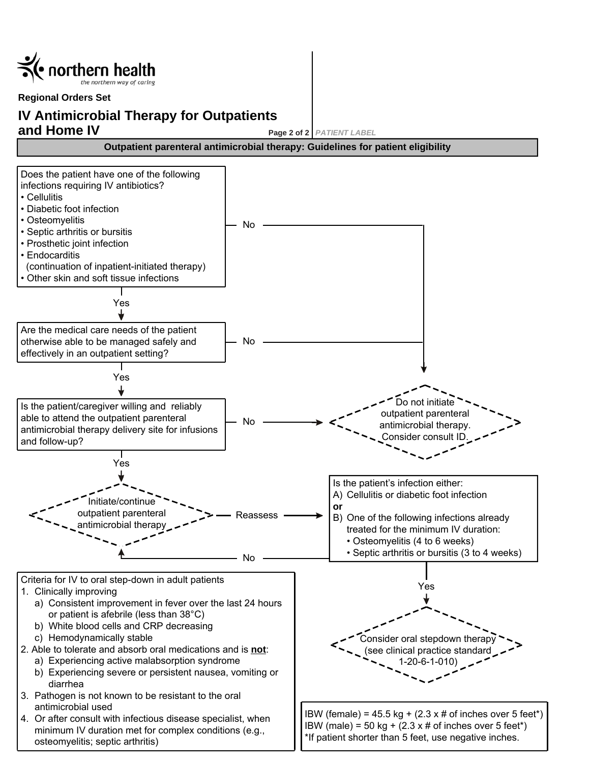northern health
*the northern way of caring*

**Regional Orders Set**

# IV Antimicrobial Therapy for Outpatients and Home IV

*PATIENT LABEL*

## Outpatient parenteral antimicrobial therapy: Guidelines for patient eligibility

Does the patient have one of the following infections requiring IV antibiotics?
- Cellulitis
- Diabetic foot infection
- Osteomyelitis
- Septic arthritis or bursitis
- Prosthetic joint infection
- Endocarditis (continuation of inpatient-initiated therapy)
- Other skin and soft tissue infections

No → Do not initiate outpatient parenteral antimicrobial therapy. Consider consult ID.

Yes ↓

Are the medical care needs of the patient otherwise able to be managed safely and effectively in an outpatient setting?

No → Do not initiate outpatient parenteral antimicrobial therapy. Consider consult ID.

Yes ↓

Is the patient/caregiver willing and reliably able to attend the outpatient parenteral antimicrobial therapy delivery site for infusions and follow-up?

No → Do not initiate outpatient parenteral antimicrobial therapy. Consider consult ID.

Yes ↓

Initiate/continue outpatient parenteral antimicrobial therapy

Reassess →

Is the patient's infection either:
A) Cellulitis or diabetic foot infection
**or**
B) One of the following infections already treated for the minimum IV duration:
- Osteomyelitis (4 to 6 weeks)
- Septic arthritis or bursitis (3 to 4 weeks)

No → Initiate/continue outpatient parenteral antimicrobial therapy

Yes ↓

Consider oral stepdown therapy (see clinical practice standard 1-20-6-1-010)

Criteria for IV to oral step-down in adult patients
1. Clinically improving
   a) Consistent improvement in fever over the last 24 hours or patient is afebrile (less than 38°C)
   b) White blood cells and CRP decreasing
   c) Hemodynamically stable
2. Able to tolerate and absorb oral medications and is **not**:
   a) Experiencing active malabsorption syndrome
   b) Experiencing severe or persistent nausea, vomiting or diarrhea
3. Pathogen is not known to be resistant to the oral antimicrobial used
4. Or after consult with infectious disease specialist, when minimum IV duration met for complex conditions (e.g., osteomyelitis; septic arthritis)

IBW (female) = 45.5 kg + (2.3 x # of inches over 5 feet*)
IBW (male) = 50 kg + (2.3 x # of inches over 5 feet*)
*If patient shorter than 5 feet, use negative inches.